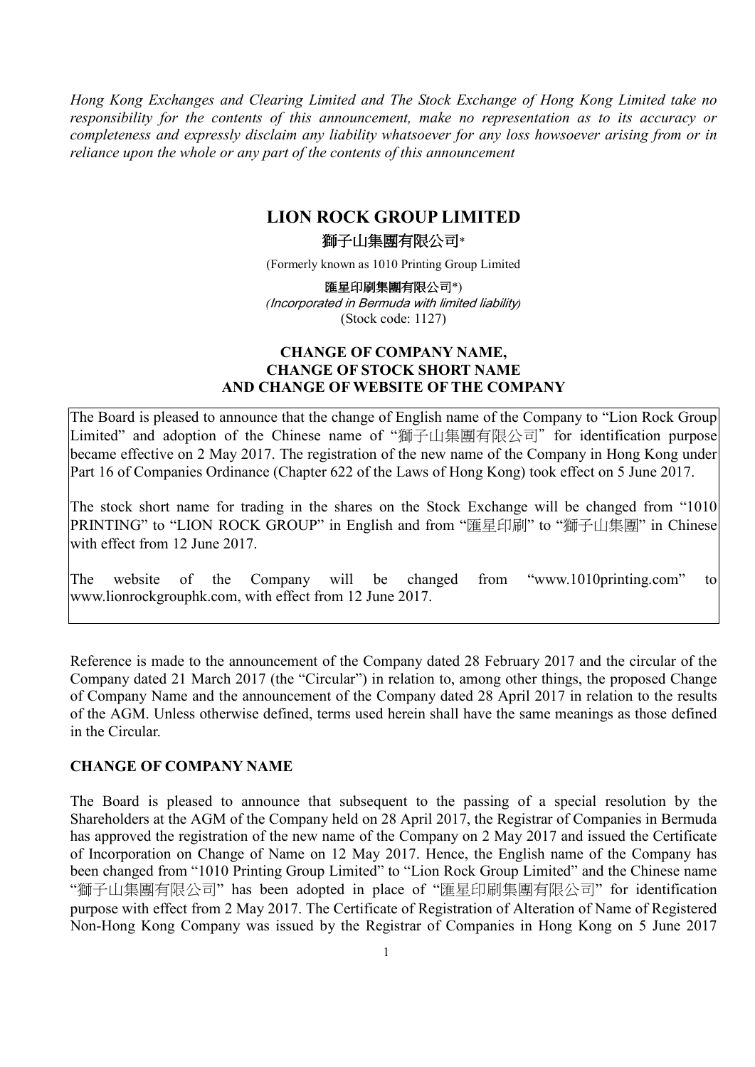*Hong Kong Exchanges and Clearing Limited and The Stock Exchange of Hong Kong Limited take no responsibility for the contents of this announcement, make no representation as to its accuracy or completeness and expressly disclaim any liability whatsoever for any loss howsoever arising from or in reliance upon the whole or any part of the contents of this announcement*

# LION ROCK GROUP LIMITED

## 獅子山集團有限公司*

(Formerly known as 1010 Printing Group Limited

**匯星印刷集團有限公司***)

*(Incorporated in Bermuda with limited liability)*

(Stock code: 1127)

## CHANGE OF COMPANY NAME, CHANGE OF STOCK SHORT NAME AND CHANGE OF WEBSITE OF THE COMPANY

The Board is pleased to announce that the change of English name of the Company to "Lion Rock Group Limited" and adoption of the Chinese name of "獅子山集團有限公司" for identification purpose became effective on 2 May 2017. The registration of the new name of the Company in Hong Kong under Part 16 of Companies Ordinance (Chapter 622 of the Laws of Hong Kong) took effect on 5 June 2017.

The stock short name for trading in the shares on the Stock Exchange will be changed from "1010 PRINTING" to "LION ROCK GROUP" in English and from "匯星印刷" to "獅子山集團" in Chinese with effect from 12 June 2017.

The website of the Company will be changed from "www.1010printing.com" to www.lionrockgrouphk.com, with effect from 12 June 2017.

Reference is made to the announcement of the Company dated 28 February 2017 and the circular of the Company dated 21 March 2017 (the "Circular") in relation to, among other things, the proposed Change of Company Name and the announcement of the Company dated 28 April 2017 in relation to the results of the AGM. Unless otherwise defined, terms used herein shall have the same meanings as those defined in the Circular.

### CHANGE OF COMPANY NAME

The Board is pleased to announce that subsequent to the passing of a special resolution by the Shareholders at the AGM of the Company held on 28 April 2017, the Registrar of Companies in Bermuda has approved the registration of the new name of the Company on 2 May 2017 and issued the Certificate of Incorporation on Change of Name on 12 May 2017. Hence, the English name of the Company has been changed from "1010 Printing Group Limited" to "Lion Rock Group Limited" and the Chinese name "獅子山集團有限公司" has been adopted in place of "匯星印刷集團有限公司" for identification purpose with effect from 2 May 2017. The Certificate of Registration of Alteration of Name of Registered Non-Hong Kong Company was issued by the Registrar of Companies in Hong Kong on 5 June 2017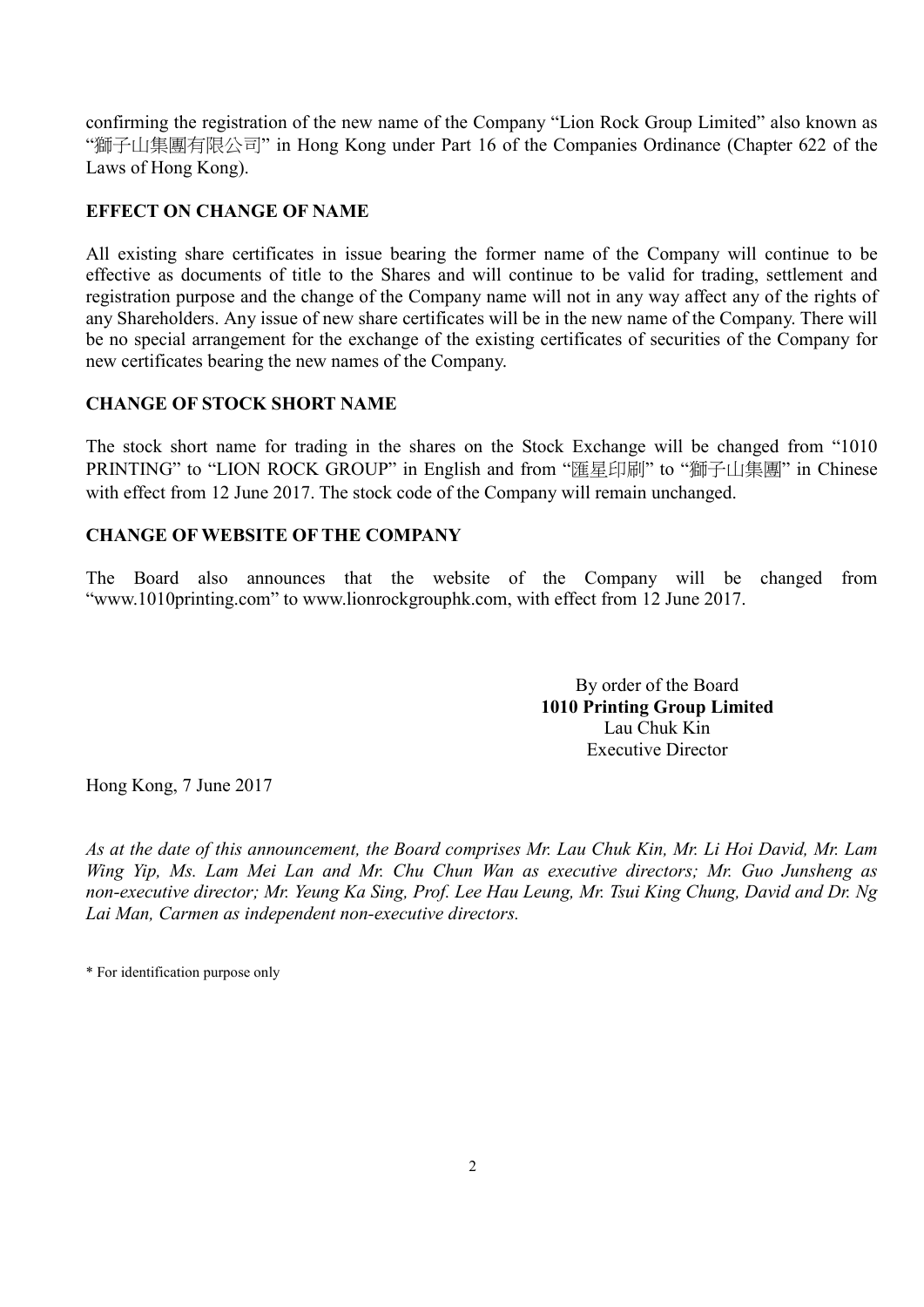confirming the registration of the new name of the Company "Lion Rock Group Limited" also known as "獅子山集團有限公司" in Hong Kong under Part 16 of the Companies Ordinance (Chapter 622 of the Laws of Hong Kong).

**EFFECT ON CHANGE OF NAME**

All existing share certificates in issue bearing the former name of the Company will continue to be effective as documents of title to the Shares and will continue to be valid for trading, settlement and registration purpose and the change of the Company name will not in any way affect any of the rights of any Shareholders. Any issue of new share certificates will be in the new name of the Company. There will be no special arrangement for the exchange of the existing certificates of securities of the Company for new certificates bearing the new names of the Company.

**CHANGE OF STOCK SHORT NAME**

The stock short name for trading in the shares on the Stock Exchange will be changed from "1010 PRINTING" to "LION ROCK GROUP" in English and from "匯星印刷" to "獅子山集團" in Chinese with effect from 12 June 2017. The stock code of the Company will remain unchanged.

**CHANGE OF WEBSITE OF THE COMPANY**

The Board also announces that the website of the Company will be changed from "www.1010printing.com" to www.lionrockgrouphk.com, with effect from 12 June 2017.

By order of the Board
**1010 Printing Group Limited**
Lau Chuk Kin
Executive Director

Hong Kong, 7 June 2017

*As at the date of this announcement, the Board comprises Mr. Lau Chuk Kin, Mr. Li Hoi David, Mr. Lam Wing Yip, Ms. Lam Mei Lan and Mr. Chu Chun Wan as executive directors; Mr. Guo Junsheng as non-executive director; Mr. Yeung Ka Sing, Prof. Lee Hau Leung, Mr. Tsui King Chung, David and Dr. Ng Lai Man, Carmen as independent non-executive directors.*

* For identification purpose only